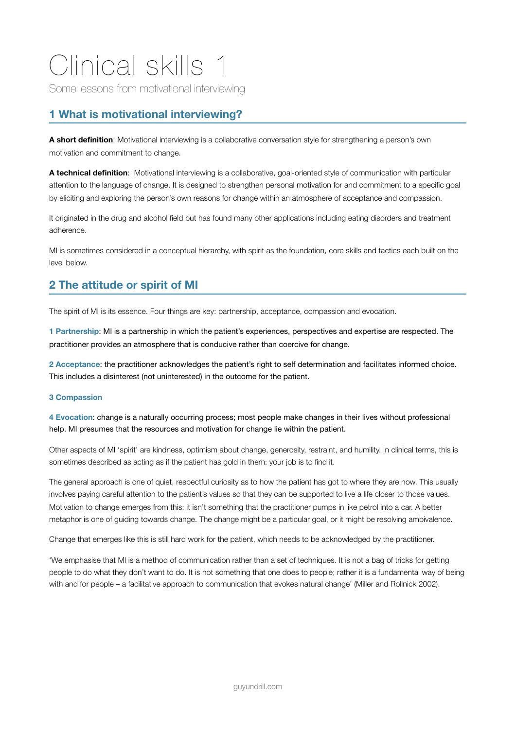# Clinical skills 1

Some lessons from motivational interviewing

## 1 What is motivational interviewing?

**A short definition**: Motivational interviewing is a collaborative conversation style for strengthening a person's own motivation and commitment to change.

**A technical definition**: Motivational interviewing is a collaborative, goal-oriented style of communication with particular attention to the language of change. It is designed to strengthen personal motivation for and commitment to a specific goal by eliciting and exploring the person's own reasons for change within an atmosphere of acceptance and compassion.

It originated in the drug and alcohol field but has found many other applications including eating disorders and treatment adherence.

MI is sometimes considered in a conceptual hierarchy, with spirit as the foundation, core skills and tactics each built on the level below.

## 2 The attitude or spirit of MI

The spirit of MI is its essence. Four things are key: partnership, acceptance, compassion and evocation.

**1 Partnership**: MI is a partnership in which the patient's experiences, perspectives and expertise are respected. The practitioner provides an atmosphere that is conducive rather than coercive for change.

**2 Acceptance**: the practitioner acknowledges the patient's right to self determination and facilitates informed choice. This includes a disinterest (not uninterested) in the outcome for the patient.

**3 Compassion**

**4 Evocation**: change is a naturally occurring process; most people make changes in their lives without professional help. MI presumes that the resources and motivation for change lie within the patient.

Other aspects of MI 'spirit' are kindness, optimism about change, generosity, restraint, and humility. In clinical terms, this is sometimes described as acting as if the patient has gold in them: your job is to find it.

The general approach is one of quiet, respectful curiosity as to how the patient has got to where they are now. This usually involves paying careful attention to the patient's values so that they can be supported to live a life closer to those values. Motivation to change emerges from this: it isn't something that the practitioner pumps in like petrol into a car. A better metaphor is one of guiding towards change. The change might be a particular goal, or it might be resolving ambivalence.

Change that emerges like this is still hard work for the patient, which needs to be acknowledged by the practitioner.

'We emphasise that MI is a method of communication rather than a set of techniques. It is not a bag of tricks for getting people to do what they don't want to do. It is not something that one does to people; rather it is a fundamental way of being with and for people – a facilitative approach to communication that evokes natural change' (Miller and Rollnick 2002).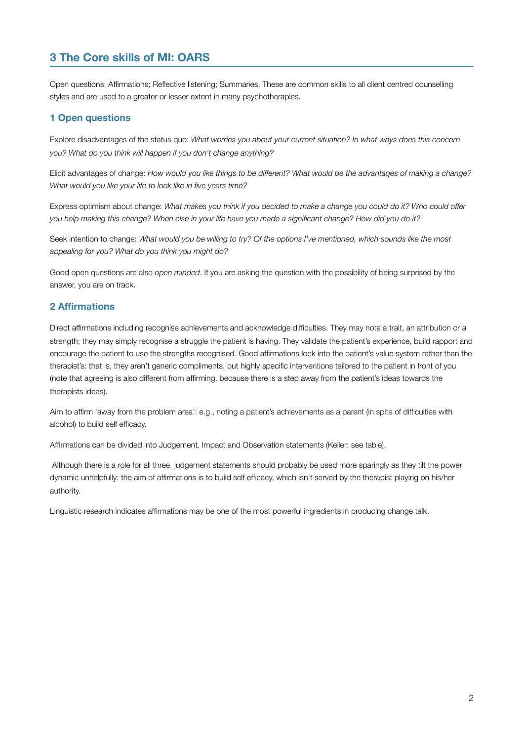## 3 The Core skills of MI: OARS

Open questions; Affirmations; Reflective listening; Summaries. These are common skills to all client centred counselling styles and are used to a greater or lesser extent in many psychotherapies.

### 1 Open questions

Explore disadvantages of the status quo: *What worries you about your current situation? In what ways does this concern you? What do you think will happen if you don't change anything?*

Elicit advantages of change: *How would you like things to be different? What would be the advantages of making a change? What would you like your life to look like in five years time?*

Express optimism about change: *What makes you think if you decided to make a change you could do it? Who could offer you help making this change? When else in your life have you made a significant change? How did you do it?*

Seek intention to change: *What would you be willing to try? Of the options I've mentioned, which sounds like the most appealing for you? What do you think you might do?*

Good open questions are also *open minded*. If you are asking the question with the possibility of being surprised by the answer, you are on track.

### 2 Affirmations

Direct affirmations including recognise achievements and acknowledge difficulties. They may note a trait, an attribution or a strength; they may simply recognise a struggle the patient is having. They validate the patient's experience, build rapport and encourage the patient to use the strengths recognised. Good affirmations lock into the patient's value system rather than the therapist's: that is, they aren't generic compliments, but highly specific interventions tailored to the patient in front of you (note that agreeing is also different from affirming, because there is a step away from the patient's ideas towards the therapists ideas).

Aim to affirm 'away from the problem area': e.g., noting a patient's achievements as a parent (in spite of difficulties with alcohol) to build self efficacy.

Affirmations can be divided into Judgement, Impact and Observation statements (Keller: see table).

Although there is a role for all three, judgement statements should probably be used more sparingly as they tilt the power dynamic unhelpfully: the aim of affirmations is to build self efficacy, which isn't served by the therapist playing on his/her authority.

Linguistic research indicates affirmations may be one of the most powerful ingredients in producing change talk.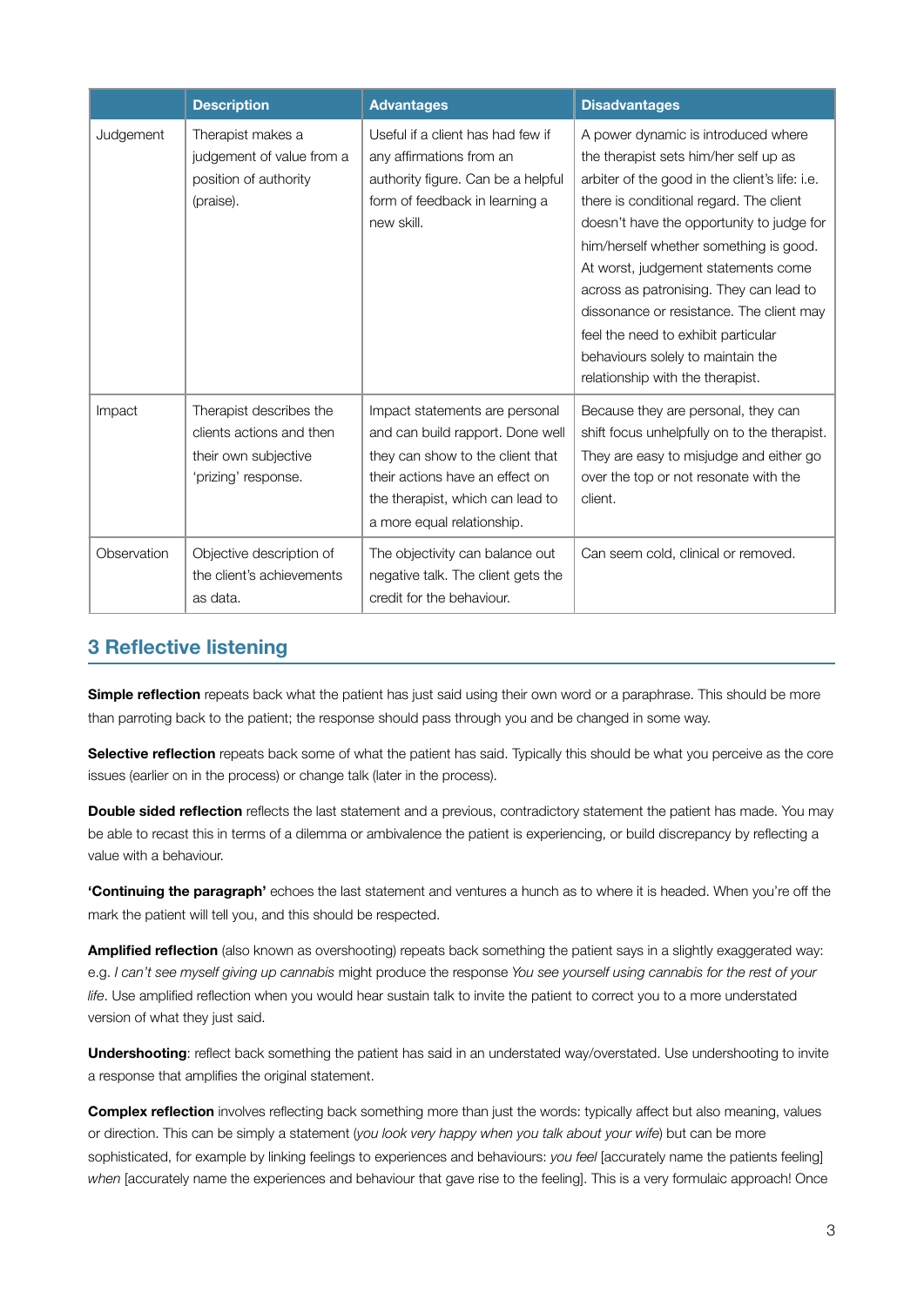| | Description | Advantages | Disadvantages |
|---|---|---|---|
| Judgement | Therapist makes a judgement of value from a position of authority (praise). | Useful if a client has had few if any affirmations from an authority figure. Can be a helpful form of feedback in learning a new skill. | A power dynamic is introduced where the therapist sets him/her self up as arbiter of the good in the client's life: i.e. there is conditional regard. The client doesn't have the opportunity to judge for him/herself whether something is good. At worst, judgement statements come across as patronising. They can lead to dissonance or resistance. The client may feel the need to exhibit particular behaviours solely to maintain the relationship with the therapist. |
| Impact | Therapist describes the clients actions and then their own subjective 'prizing' response. | Impact statements are personal and can build rapport. Done well they can show to the client that their actions have an effect on the therapist, which can lead to a more equal relationship. | Because they are personal, they can shift focus unhelpfully on to the therapist. They are easy to misjudge and either go over the top or not resonate with the client. |
| Observation | Objective description of the client's achievements as data. | The objectivity can balance out negative talk. The client gets the credit for the behaviour. | Can seem cold, clinical or removed. |

## 3 Reflective listening

**Simple reflection** repeats back what the patient has just said using their own word or a paraphrase. This should be more than parroting back to the patient; the response should pass through you and be changed in some way.

**Selective reflection** repeats back some of what the patient has said. Typically this should be what you perceive as the core issues (earlier on in the process) or change talk (later in the process).

**Double sided reflection** reflects the last statement and a previous, contradictory statement the patient has made. You may be able to recast this in terms of a dilemma or ambivalence the patient is experiencing, or build discrepancy by reflecting a value with a behaviour.

**'Continuing the paragraph'** echoes the last statement and ventures a hunch as to where it is headed. When you're off the mark the patient will tell you, and this should be respected.

**Amplified reflection** (also known as overshooting) repeats back something the patient says in a slightly exaggerated way: e.g. *I can't see myself giving up cannabis* might produce the response *You see yourself using cannabis for the rest of your life*. Use amplified reflection when you would hear sustain talk to invite the patient to correct you to a more understated version of what they just said.

**Undershooting**: reflect back something the patient has said in an understated way/overstated. Use undershooting to invite a response that amplifies the original statement.

**Complex reflection** involves reflecting back something more than just the words: typically affect but also meaning, values or direction. This can be simply a statement (*you look very happy when you talk about your wife*) but can be more sophisticated, for example by linking feelings to experiences and behaviours: *you feel* [accurately name the patients feeling] *when* [accurately name the experiences and behaviour that gave rise to the feeling]. This is a very formulaic approach! Once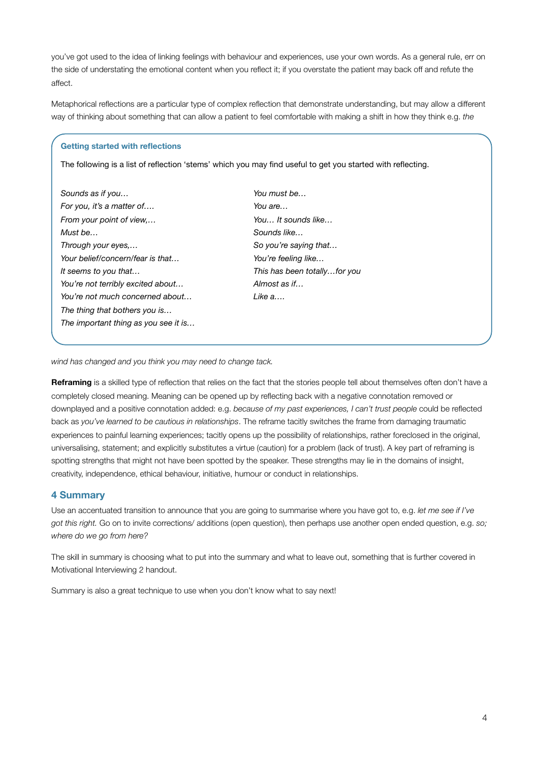you've got used to the idea of linking feelings with behaviour and experiences, use your own words. As a general rule, err on the side of understating the emotional content when you reflect it; if you overstate the patient may back off and refute the affect.

Metaphorical reflections are a particular type of complex reflection that demonstrate understanding, but may allow a different way of thinking about something that can allow a patient to feel comfortable with making a shift in how they think e.g. *the wind has changed and you think you may need to change tack.*

> **Getting started with reflections**
>
> The following is a list of reflection 'stems' which you may find useful to get you started with reflecting.
>
> *Sounds as if you…*
> *For you, it's a matter of….*
> *From your point of view,…*
> *Must be…*
> *Through your eyes,…*
> *Your belief/concern/fear is that…*
> *It seems to you that…*
> *You're not terribly excited about…*
> *You're not much concerned about…*
> *The thing that bothers you is…*
> *The important thing as you see it is…*
> *You must be…*
> *You are…*
> *You… It sounds like…*
> *Sounds like…*
> *So you're saying that…*
> *You're feeling like…*
> *This has been totally…for you*
> *Almost as if…*
> *Like a….*

**Reframing** is a skilled type of reflection that relies on the fact that the stories people tell about themselves often don't have a completely closed meaning. Meaning can be opened up by reflecting back with a negative connotation removed or downplayed and a positive connotation added: e.g. *because of my past experiences, I can't trust people* could be reflected back as *you've learned to be cautious in relationships*. The reframe tacitly switches the frame from damaging traumatic experiences to painful learning experiences; tacitly opens up the possibility of relationships, rather foreclosed in the original, universalising, statement; and explicitly substitutes a virtue (caution) for a problem (lack of trust). A key part of reframing is spotting strengths that might not have been spotted by the speaker. These strengths may lie in the domains of insight, creativity, independence, ethical behaviour, initiative, humour or conduct in relationships.

## 4 Summary

Use an accentuated transition to announce that you are going to summarise where you have got to, e.g. *let me see if I've got this right.* Go on to invite corrections/ additions (open question), then perhaps use another open ended question, e.g. *so; where do we go from here?*

The skill in summary is choosing what to put into the summary and what to leave out, something that is further covered in Motivational Interviewing 2 handout.

Summary is also a great technique to use when you don't know what to say next!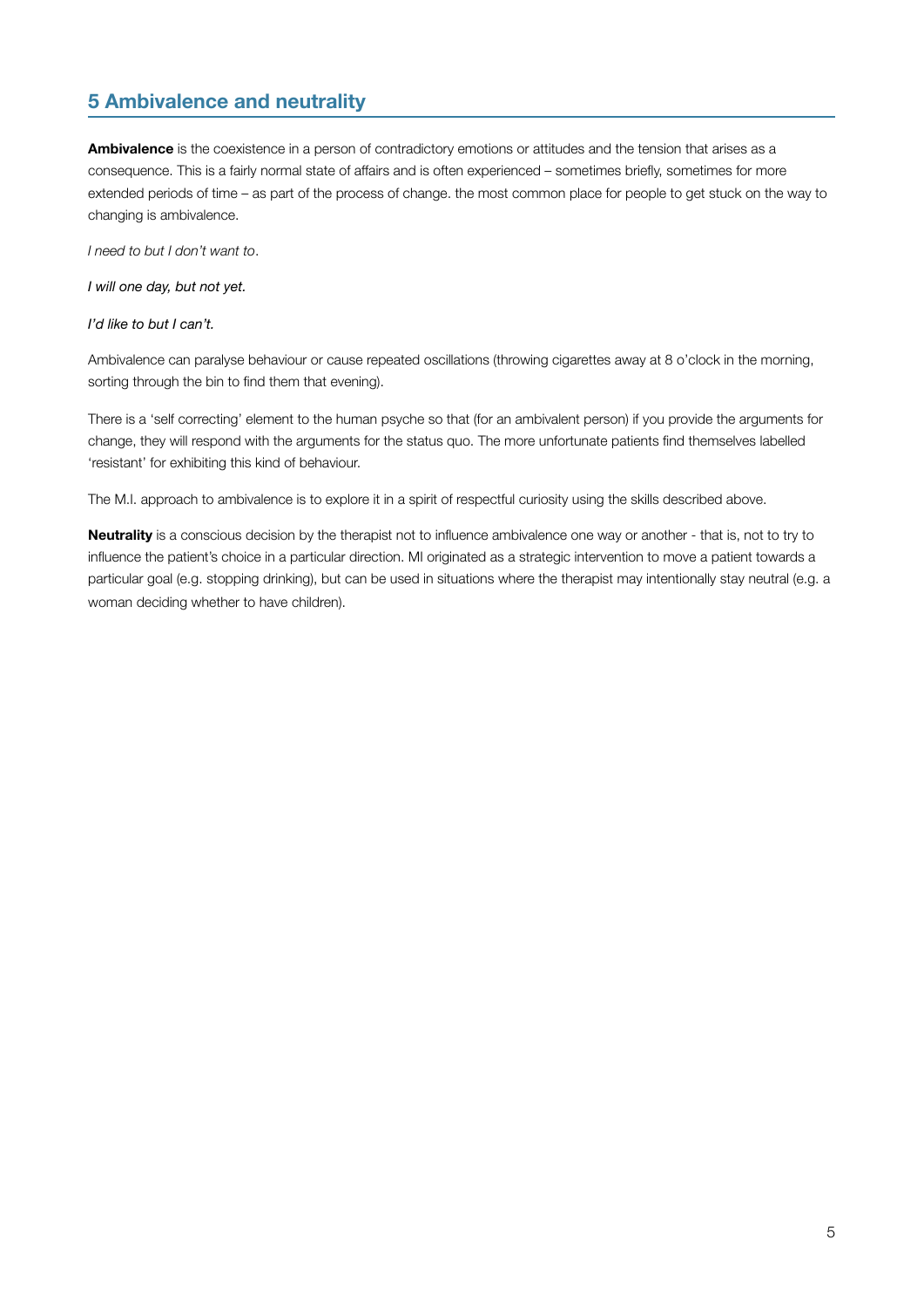## 5 Ambivalence and neutrality

**Ambivalence** is the coexistence in a person of contradictory emotions or attitudes and the tension that arises as a consequence. This is a fairly normal state of affairs and is often experienced – sometimes briefly, sometimes for more extended periods of time – as part of the process of change. the most common place for people to get stuck on the way to changing is ambivalence.

*I need to but I don't want to*.

*I will one day, but not yet.*

*I'd like to but I can't.*

Ambivalence can paralyse behaviour or cause repeated oscillations (throwing cigarettes away at 8 o'clock in the morning, sorting through the bin to find them that evening).

There is a 'self correcting' element to the human psyche so that (for an ambivalent person) if you provide the arguments for change, they will respond with the arguments for the status quo. The more unfortunate patients find themselves labelled 'resistant' for exhibiting this kind of behaviour.

The M.I. approach to ambivalence is to explore it in a spirit of respectful curiosity using the skills described above.

**Neutrality** is a conscious decision by the therapist not to influence ambivalence one way or another - that is, not to try to influence the patient's choice in a particular direction. MI originated as a strategic intervention to move a patient towards a particular goal (e.g. stopping drinking), but can be used in situations where the therapist may intentionally stay neutral (e.g. a woman deciding whether to have children).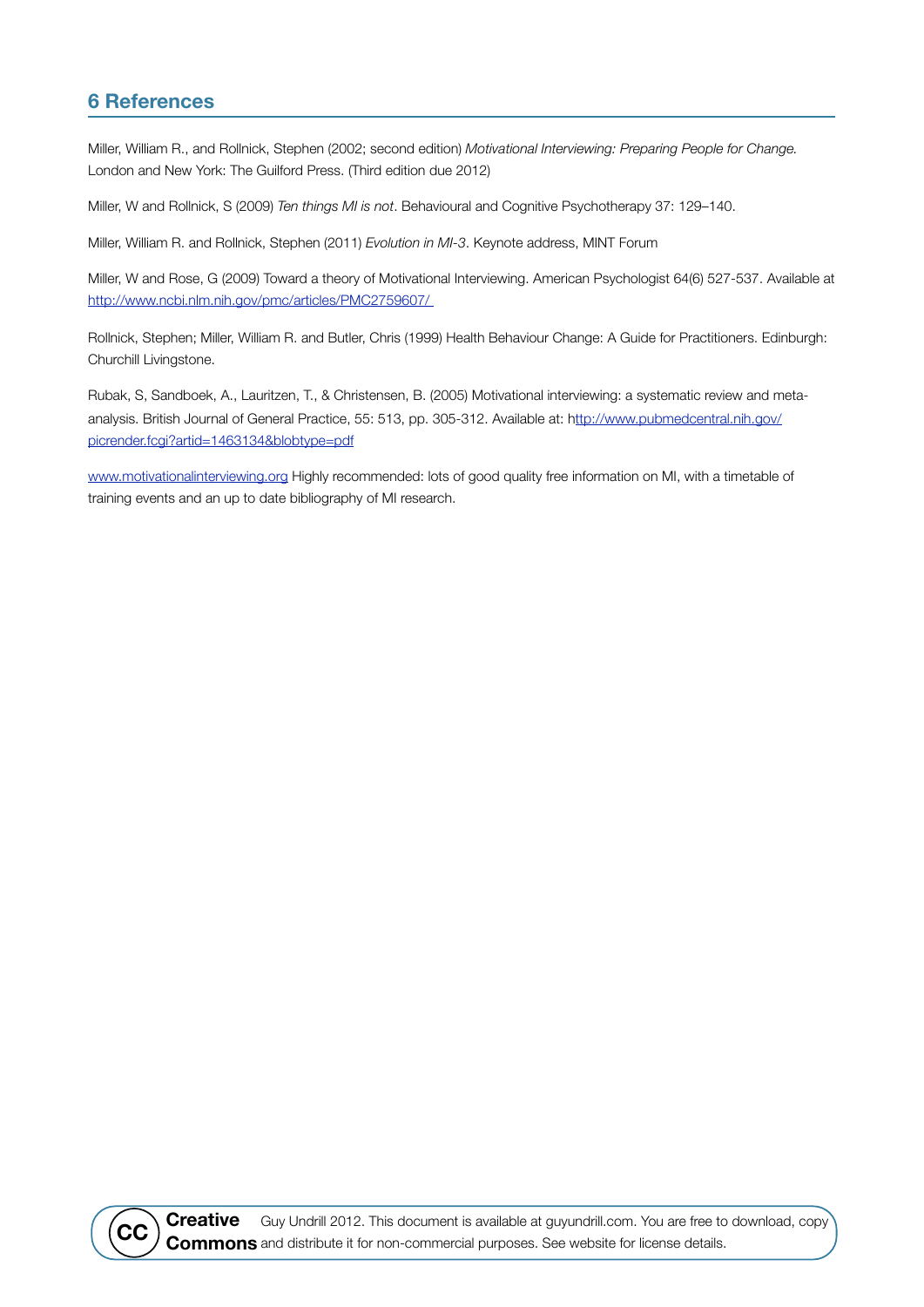## 6 References

Miller, William R., and Rollnick, Stephen (2002; second edition) *Motivational Interviewing: Preparing People for Change*. London and New York: The Guilford Press. (Third edition due 2012)

Miller, W and Rollnick, S (2009) *Ten things MI is not*. Behavioural and Cognitive Psychotherapy 37: 129–140.

Miller, William R. and Rollnick, Stephen (2011) *Evolution in MI-3*. Keynote address, MINT Forum

Miller, W and Rose, G (2009) Toward a theory of Motivational Interviewing. American Psychologist 64(6) 527-537. Available at http://www.ncbi.nlm.nih.gov/pmc/articles/PMC2759607/

Rollnick, Stephen; Miller, William R. and Butler, Chris (1999) Health Behaviour Change: A Guide for Practitioners. Edinburgh: Churchill Livingstone.

Rubak, S, Sandboek, A., Lauritzen, T., & Christensen, B. (2005) Motivational interviewing: a systematic review and meta-analysis. British Journal of General Practice, 55: 513, pp. 305-312. Available at: http://www.pubmedcentral.nih.gov/picrender.fcgi?artid=1463134&blobtype=pdf

www.motivationalinterviewing.org Highly recommended: lots of good quality free information on MI, with a timetable of training events and an up to date bibliography of MI research.

CC Creative Commons Guy Undrill 2012. This document is available at guyundrill.com. You are free to download, copy and distribute it for non-commercial purposes. See website for license details.